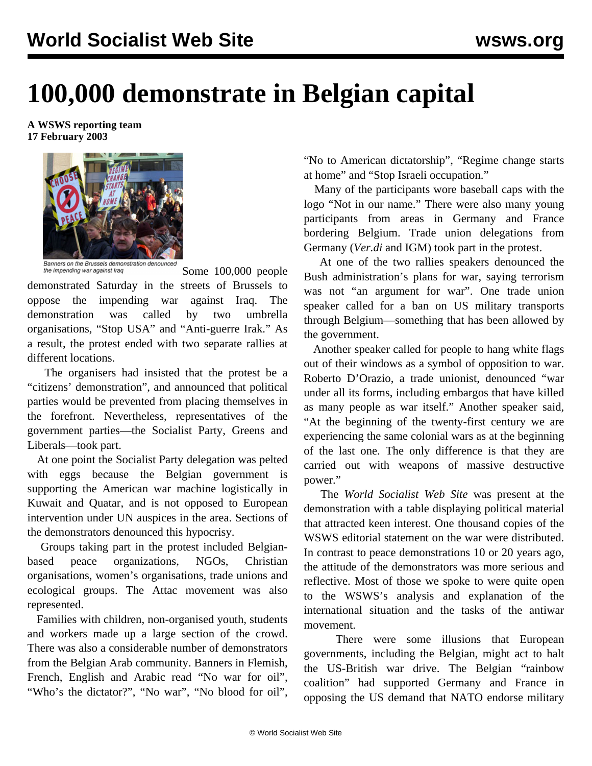# 100,000 demonstrate in Belgian capital

**A WSWS reporting team**
**17 February 2003**

Banners on the Brussels demonstration denounced the impending war against Iraq

Some 100,000 people demonstrated Saturday in the streets of Brussels to oppose the impending war against Iraq. The demonstration was called by two umbrella organisations, "Stop USA" and "Anti-guerre Irak." As a result, the protest ended with two separate rallies at different locations.

The organisers had insisted that the protest be a "citizens' demonstration", and announced that political parties would be prevented from placing themselves in the forefront. Nevertheless, representatives of the government parties—the Socialist Party, Greens and Liberals—took part.

At one point the Socialist Party delegation was pelted with eggs because the Belgian government is supporting the American war machine logistically in Kuwait and Quatar, and is not opposed to European intervention under UN auspices in the area. Sections of the demonstrators denounced this hypocrisy.

Groups taking part in the protest included Belgian-based peace organizations, NGOs, Christian organisations, women's organisations, trade unions and ecological groups. The Attac movement was also represented.

Families with children, non-organised youth, students and workers made up a large section of the crowd. There was also a considerable number of demonstrators from the Belgian Arab community. Banners in Flemish, French, English and Arabic read "No war for oil", "Who's the dictator?", "No war", "No blood for oil", "No to American dictatorship", "Regime change starts at home" and "Stop Israeli occupation."

Many of the participants wore baseball caps with the logo "Not in our name." There were also many young participants from areas in Germany and France bordering Belgium. Trade union delegations from Germany (*Ver.di* and IGM) took part in the protest.

At one of the two rallies speakers denounced the Bush administration's plans for war, saying terrorism was not "an argument for war". One trade union speaker called for a ban on US military transports through Belgium—something that has been allowed by the government.

Another speaker called for people to hang white flags out of their windows as a symbol of opposition to war. Roberto D'Orazio, a trade unionist, denounced "war under all its forms, including embargos that have killed as many people as war itself." Another speaker said, "At the beginning of the twenty-first century we are experiencing the same colonial wars as at the beginning of the last one. The only difference is that they are carried out with weapons of massive destructive power."

The *World Socialist Web Site* was present at the demonstration with a table displaying political material that attracted keen interest. One thousand copies of the WSWS editorial statement on the war were distributed. In contrast to peace demonstrations 10 or 20 years ago, the attitude of the demonstrators was more serious and reflective. Most of those we spoke to were quite open to the WSWS's analysis and explanation of the international situation and the tasks of the antiwar movement.

There were some illusions that European governments, including the Belgian, might act to halt the US-British war drive. The Belgian "rainbow coalition" had supported Germany and France in opposing the US demand that NATO endorse military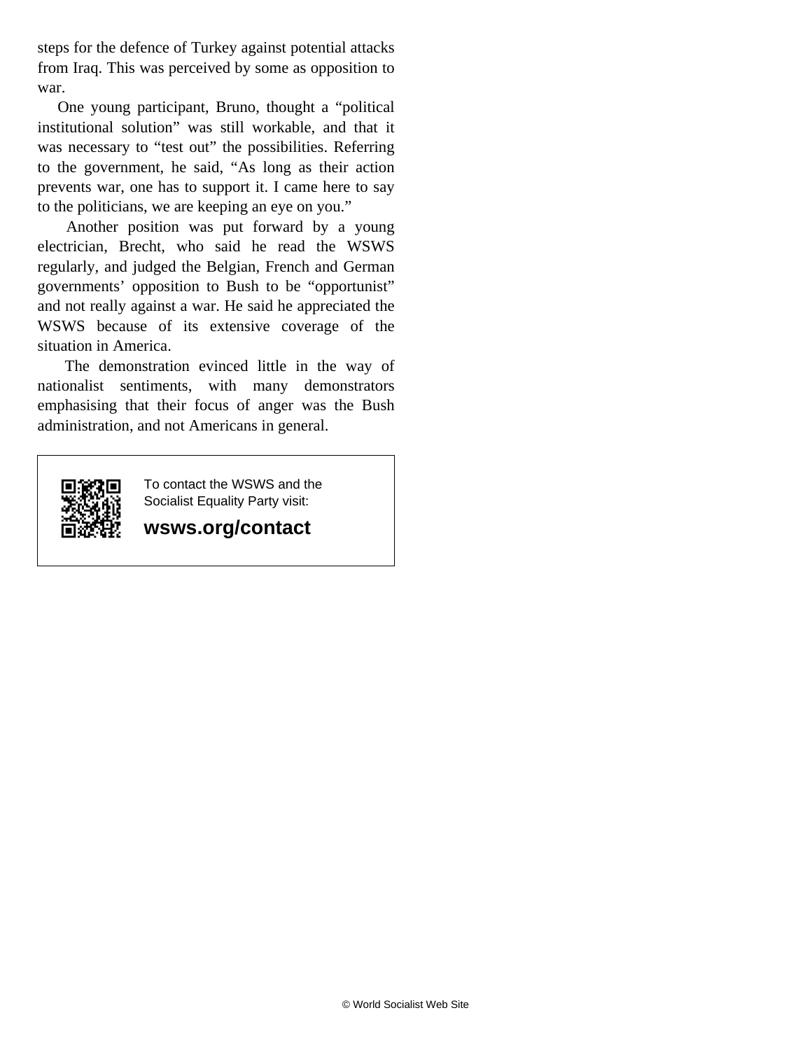steps for the defence of Turkey against potential attacks from Iraq. This was perceived by some as opposition to war.

One young participant, Bruno, thought a "political institutional solution" was still workable, and that it was necessary to "test out" the possibilities. Referring to the government, he said, "As long as their action prevents war, one has to support it. I came here to say to the politicians, we are keeping an eye on you."

Another position was put forward by a young electrician, Brecht, who said he read the WSWS regularly, and judged the Belgian, French and German governments' opposition to Bush to be "opportunist" and not really against a war. He said he appreciated the WSWS because of its extensive coverage of the situation in America.

The demonstration evinced little in the way of nationalist sentiments, with many demonstrators emphasising that their focus of anger was the Bush administration, and not Americans in general.

To contact the WSWS and the Socialist Equality Party visit:

**wsws.org/contact**